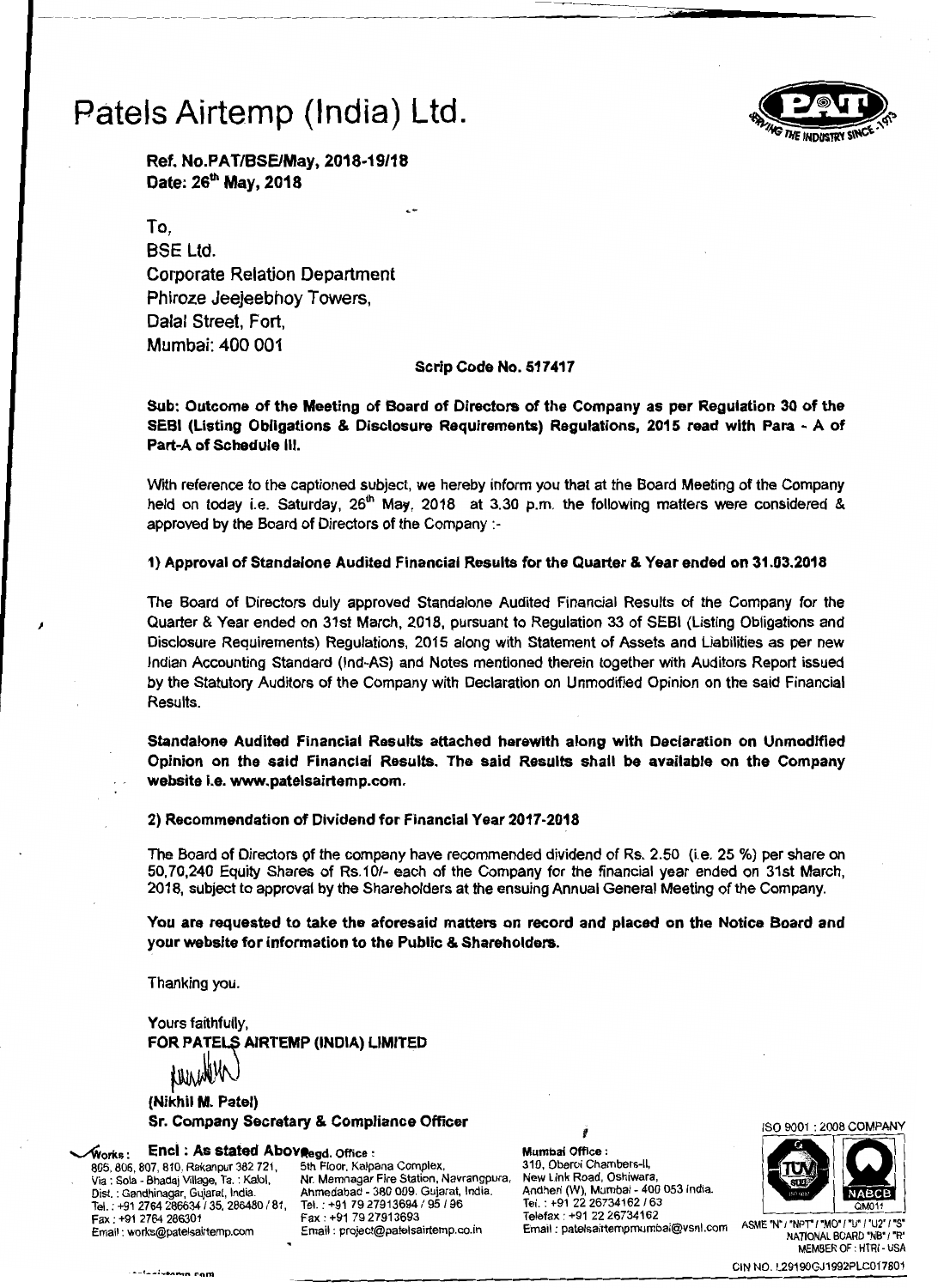# Patels Airtemp (India) Ltd.

**Ref. No.PAT/BSE/May, 2018-19/18**
**Date: 26th May, 2018**

To,
BSE Ltd.
Corporate Relation Department
Phiroze Jeejeebhoy Towers,
Dalal Street, Fort,
Mumbai: 400 001

**Scrip Code No. 517417**

**Sub: Outcome of the Meeting of Board of Directors of the Company as per Regulation 30 of the SEBI (Listing Obligations & Disclosure Requirements) Regulations, 2015 read with Para - A of Part-A of Schedule III.**

With reference to the captioned subject, we hereby inform you that at the Board Meeting of the Company held on today i.e. Saturday, 26th May, 2018 at 3.30 p.m. the following matters were considered & approved by the Board of Directors of the Company :-

**1) Approval of Standalone Audited Financial Results for the Quarter & Year ended on 31.03.2018**

The Board of Directors duly approved Standalone Audited Financial Results of the Company for the Quarter & Year ended on 31st March, 2018, pursuant to Regulation 33 of SEBI (Listing Obligations and Disclosure Requirements) Regulations, 2015 along with Statement of Assets and Liabilities as per new Indian Accounting Standard (Ind-AS) and Notes mentioned therein together with Auditors Report issued by the Statutory Auditors of the Company with Declaration on Unmodified Opinion on the said Financial Results.

**Standalone Audited Financial Results attached herewith along with Declaration on Unmodified Opinion on the said Financial Results. The said Results shall be available on the Company website i.e. www.patelsairtemp.com.**

**2) Recommendation of Dividend for Financial Year 2017-2018**

The Board of Directors of the company have recommended dividend of Rs. 2.50 (i.e. 25 %) per share on 50,70,240 Equity Shares of Rs.10/- each of the Company for the financial year ended on 31st March, 2018, subject to approval by the Shareholders at the ensuing Annual General Meeting of the Company.

**You are requested to take the aforesaid matters on record and placed on the Notice Board and your website for information to the Public & Shareholders.**

Thanking you.

Yours faithfully,
**FOR PATELS AIRTEMP (INDIA) LIMITED**

**(Nikhil M. Patel)**
**Sr. Company Secretary & Compliance Officer**

**Encl : As stated Above**

**Works :** 805, 806, 807, 810. Rakanpur 382 721, Via : Sola - Bhadaj Village, Ta. : Kalol, Dist. : Gandhinagar, Gujarat, India. Tel. : +91 2764 286634 / 35, 286480 / 81, Fax : +91 2764 286301 Email : works@patelsairtemp.com

**Regd. Office :** 5th Floor, Kalpana Complex, Nr. Memnagar Fire Station, Navrangpura, Ahmedabad - 380 009. Gujarat, India. Tel. : +91 79 27913694 / 95 / 96 Fax : +91 79 27913693 Email : project@patelsairtemp.co.in

**Mumbai Office :** 310, Oberoi Chambers-II, New Link Road, Oshiwara, Andheri (W), Mumbai - 400 053 India. Tel. : +91 22 26734162 / 63 Telefax : +91 22 26734162 Email : patelsairtempmumbai@vsnl.com

ISO 9001 : 2008 COMPANY
ASME "N" / "NPT" / "MO" / "U" / "U2" / "S" NATIONAL BOARD "NB" / "R" MEMBER OF : HTRI - USA

CIN NO. L29190GJ1992PLC017801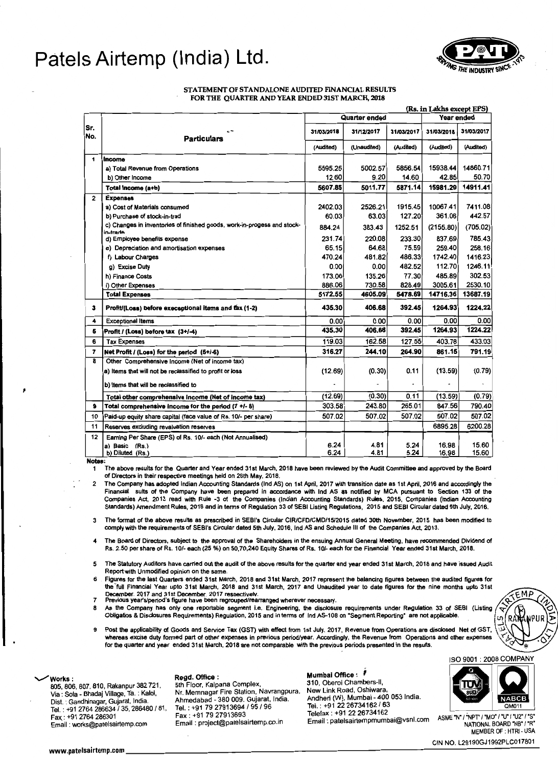# Patels Airtemp (India) Ltd.

## STATEMENT OF STANDALONE AUDITED FINANCIAL RESULTS FOR THE QUARTER AND YEAR ENDED 31ST MARCH, 2018

(Rs. in Lakhs except EPS)

| Sr. No. | Particulars | Quarter ended | | | Year ended | |
|---|---|---|---|---|---|---|
| | | 31/03/2018 | 31/12/2017 | 31/03/2017 | 31/03/2018 | 31/03/2017 |
| | | (Audited) | (Unaudited) | (Audited) | (Audited) | (Audited) |
| 1 | **Income** | | | | | |
| | a) Total Revenue from Operations | 5595.25 | 5002.57 | 5856.54 | 15938.44 | 14860.71 |
| | b) Other Income | 12.60 | 9.20 | 14.60 | 42.85 | 50.70 |
| | **Total Income (a+b)** | 5607.85 | 5011.77 | 5871.14 | 15981.29 | 14911.41 |
| 2 | **Expenses** | | | | | |
| | a) Cost of Materials consumed | 2402.03 | 2526.21 | 1915.45 | 10067.41 | 7411.08 |
| | b) Purchase of stock-in-trad | 60.03 | 63.03 | 127.20 | 361.06 | 442.57 |
| | c) Changes in inventories of finished goods, work-in-progess and stock-in-trade | 884.24 | 383.43 | 1252.51 | (2155.80) | (705.02) |
| | d) Employee benefits expense | 231.74 | 220.08 | 233.30 | 837.69 | 785.43 |
| | e) Depreciation and amortisation expenses | 65.15 | 64.68 | 75.59 | 259.40 | 258.16 |
| | f) Labour Charges | 470.24 | 481.82 | 486.33 | 1742.40 | 1416.23 |
| | g) Excise Duty | 0.00 | 0.00 | 482.52 | 112.70 | 1246.11 |
| | h) Finance Costs | 173.06 | 135.26 | 77.30 | 485.89 | 302.53 |
| | i) Other Expenses | 886.06 | 730.58 | 828.49 | 3005.61 | 2530.10 |
| | **Total Expenses** | 5172.55 | 4605.09 | 5478.69 | 14716.36 | 13687.19 |
| 3 | **Profit/(Loss) before exceptional items and tax (1-2)** | 435.30 | 406.68 | 392.45 | 1264.93 | 1224.22 |
| 4 | Exceptional Items | 0.00 | 0.00 | 0.00 | 0.00 | 0.00 |
| 5 | **Profit / (Loss) before tax (3+/-4)** | 435.30 | 406.68 | 392.45 | 1264.93 | 1224.22 |
| 6 | Tax Expenses | 119.03 | 162.58 | 127.55 | 403.78 | 433.03 |
| 7 | **Net Profit / (Loss) for the period (5+/-6)** | 316.27 | 244.10 | 264.90 | 861.15 | 791.19 |
| 8 | Other Comprehensive Income (Net of income tax) | | | | | |
| | a) Items that will not be reclassified to profit or loss | (12.69) | (0.30) | 0.11 | (13.59) | (0.79) |
| | b) Items that will be reclassified to | - | - | - | - | - |
| | Total other comprehensive income (Net of income tax) | (12.69) | (0.30) | 0.11 | (13.59) | (0.79) |
| 9 | **Total comprehensive income for the period (7 +/- 8)** | 303.58 | 243.80 | 265.01 | 847.56 | 790.40 |
| 10 | Paid-up equity share capital (face value of Rs. 10/- per share) | 507.02 | 507.02 | 507.02 | 507.02 | 507.02 |
| 11 | Reserves excluding revaluation reserves | | | | 6895.28 | 6200.28 |
| 12 | Earning Per Share (EPS) of Rs. 10/- each (Not Annualised) | | | | | |
| | a) Basic (Rs.) | 6.24 | 4.81 | 5.24 | 16.98 | 15.60 |
| | b) Diluted (Rs.) | 6.24 | 4.81 | 5.24 | 16.98 | 15.60 |

**Notes:**

1. The above results for the Quarter and Year ended 31st March, 2018 have been reviewed by the Audit Committee and approved by the Board of Directors in their respective meetings held on 28th May, 2018.
2. The Company has adopted Indian Accounting Standards (Ind AS) on 1st April, 2017 with transition date as 1st April, 2016 and accordingly the Financial sults of the Company have been prepared in accordance with Ind AS as notified by MCA pursuant to Section 133 of the Companies Act, 2013 read with Rule -3 of the Companies (Indian Accounting Standards) Rules, 2015, Companies (Indian Accounting Standards) Amendment Rules, 2016 and in terms of Regulation 33 of SEBI Listing Regulations, 2015 and SEBI Circular dated 5th July, 2016.
3. The format of the above results as prescribed in SEBI's Circular CIR/CFD/CMD/15/2015 dated 30th November, 2015 has been modified to comply with the requirements of SEBI's Circular dated 5th July, 2016, Ind AS and Schedule III of the Companies Act, 2013.
4. The Board of Directors, subject to the approval of the Shareholders in the ensuing Annual General Meeting, have recommended Dividend of Rs. 2.50 per share of Rs. 10/- each (25 %) on 50,70,240 Equity Shares of Rs. 10/- each for the Financial Year ended 31st March, 2018.
5. The Statutory Auditors have carried out the audit of the above results for the quarter and year ended 31st March, 2018 and have issued Audit Report with Unmodified opinion on the same.
6. Figures for the last Quarters ended 31st March, 2018 and 31st March, 2017 represent the balancing figures between the audited figures for the full Financial Year upto 31st March, 2018 and 31st March, 2017 and Unaudited year to date figures for the nine months upto 31st December, 2017 and 31st December, 2017 respectively.
7. Previous year's/period's figure have been regrouped/rearranged wherever necessary.
8. As the Company has only one reportable segment i.e. Engineering, the disclosure requirements under Regulation 33 of SEBI (Listing Obligatios & Disclosures Requirements) Regulation, 2015 and in terms of Ind AS-108 on "Segment Reporting" are not applicable.
9. Post the applicability of Goods and Service Tax (GST) with effect from 1st July, 2017, Revenue from Operations are disclosed Net of GST, whereas excise duty formed part of other expenses in previous period/year. Accordingly, the Revenue from Operations and other expenses for the quarter and year ended 31st March, 2018 are not comparable with the previous periods presented in the results.

ISO 9001 : 2008 COMPANY

**Works :** 805, 806, 807, 810, Rakanpur 382 721, Via : Sola - Bhadaj Village, Ta. : Kalol, Dist. : Gandhinagar, Gujarat, India. Tel. : +91 2764 286634 / 35, 286480 / 81, Fax : +91 2764 286301 Email : works@patelsairtemp.com

**Regd. Office :** 5th Floor, Kalpana Complex, Nr. Memnagar Fire Station, Navrangpura, Ahmedabad - 380 009. Gujarat, India. Tel. : +91 79 27913694 / 95 / 96 Fax : +91 79 27913693 Email : project@patelsairtemp.co.in

**Mumbai Office :** 310, Oberoi Chambers-II, New Link Road, Oshiwara, Andheri (W), Mumbai - 400 053 India. Tel. : +91 22 26734162 / 63 Telefax : +91 22 26734162 Email : patelsairtempmumbai@vsnl.com

ASME "N" / "NPT" / "MO" / "U" / "U2" / "S" NATIONAL BOARD "NB" / "R" MEMBER OF : HTRI - USA

CIN NO. L29190GJ1992PLC017801

www.patelsairtemp.com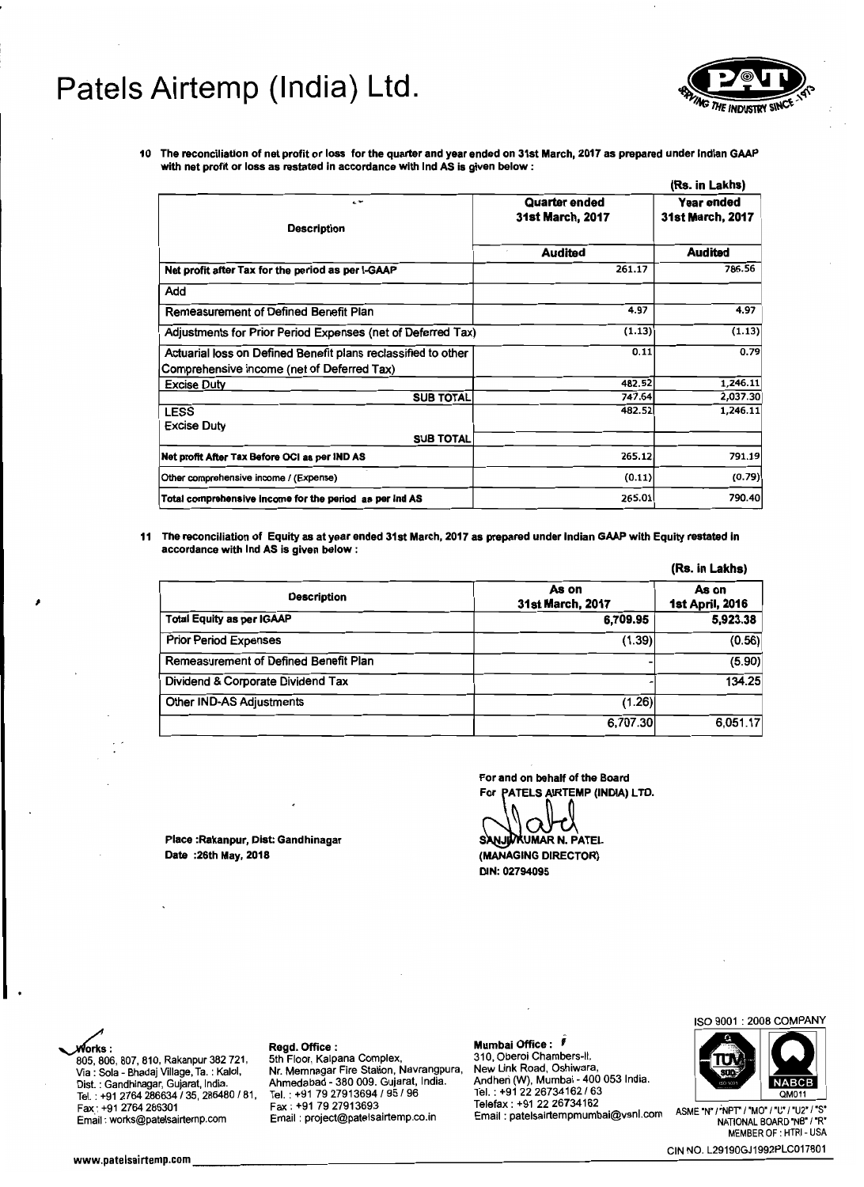# Patels Airtemp (India) Ltd.

10 The reconciliation of net profit or loss for the quarter and year ended on 31st March, 2017 as prepared under Indian GAAP with net profit or loss as restated in accordance with Ind AS is given below :

(Rs. in Lakhs)

| Description | Quarter ended 31st March, 2017 | Year ended 31st March, 2017 |
|---|---|---|
| | Audited | Audited |
| Net profit after Tax for the period as per I-GAAP | 261.17 | 786.56 |
| Add | | |
| Remeasurement of Defined Benefit Plan | 4.97 | 4.97 |
| Adjustments for Prior Period Expenses (net of Deferred Tax) | (1.13) | (1.13) |
| Actuarial loss on Defined Benefit plans reclassified to other Comprehensive income (net of Deferred Tax) | 0.11 | 0.79 |
| Excise Duty | 482.52 | 1,246.11 |
| SUB TOTAL | 747.64 | 2,037.30 |
| LESS<br>Excise Duty | 482.52 | 1,246.11 |
| SUB TOTAL | | |
| Net profit After Tax Before OCI as per IND AS | 265.12 | 791.19 |
| Other comprehensive income / (Expense) | (0.11) | (0.79) |
| Total comprehensive income for the period as per Ind AS | 265.01 | 790.40 |

11 The reconciliation of Equity as at year ended 31st March, 2017 as prepared under Indian GAAP with Equity restated in accordance with Ind AS is given below :

(Rs. in Lakhs)

| Description | As on 31st March, 2017 | As on 1st April, 2016 |
|---|---|---|
| Total Equity as per IGAAP | 6,709.95 | 5,923.38 |
| Prior Period Expenses | (1.39) | (0.56) |
| Remeasurement of Defined Benefit Plan | - | (5.90) |
| Dividend & Corporate Dividend Tax | - | 134.25 |
| Other IND-AS Adjustments | (1.26) | |
| | 6,707.30 | 6,051.17 |

For and on behalf of the Board
For PATELS AIRTEMP (INDIA) LTD.

SANJIVKUMAR N. PATEL
(MANAGING DIRECTOR)
DIN: 02794095

Place :Rakanpur, Dist: Gandhinagar
Date :26th May, 2018

**Works :** 805, 806, 807, 810, Rakanpur 382 721, Via : Sola - Bhadaj Village, Ta. : Kalol, Dist. : Gandhinagar, Gujarat, India. Tel. : +91 2764 286634 / 35, 286480 / 81, Fax : +91 2764 286301 Email : works@patelsairtemp.com

**Regd. Office :** 5th Floor, Kalpana Complex, Nr. Memnagar Fire Station, Navrangpura, Ahmedabad - 380 009. Gujarat, India. Tel. : +91 79 27913694 / 95 / 96 Fax : +91 79 27913693 Email : project@patelsairtemp.co.in

**Mumbai Office :** 310, Oberoi Chambers-II, New Link Road, Oshiwara, Andheri (W), Mumbai - 400 053 India. Tel. : +91 22 26734162 / 63 Telefax : +91 22 26734162 Email : patelsairtempmumbai@vsnl.com

ISO 9001 : 2008 COMPANY
ASME "N" / "NPT" / "MO" / "U" / "U2" / "S" NATIONAL BOARD "NB" / "R" MEMBER OF : HTRI - USA

www.patelsairtemp.com

CIN NO. L29190GJ1992PLC017801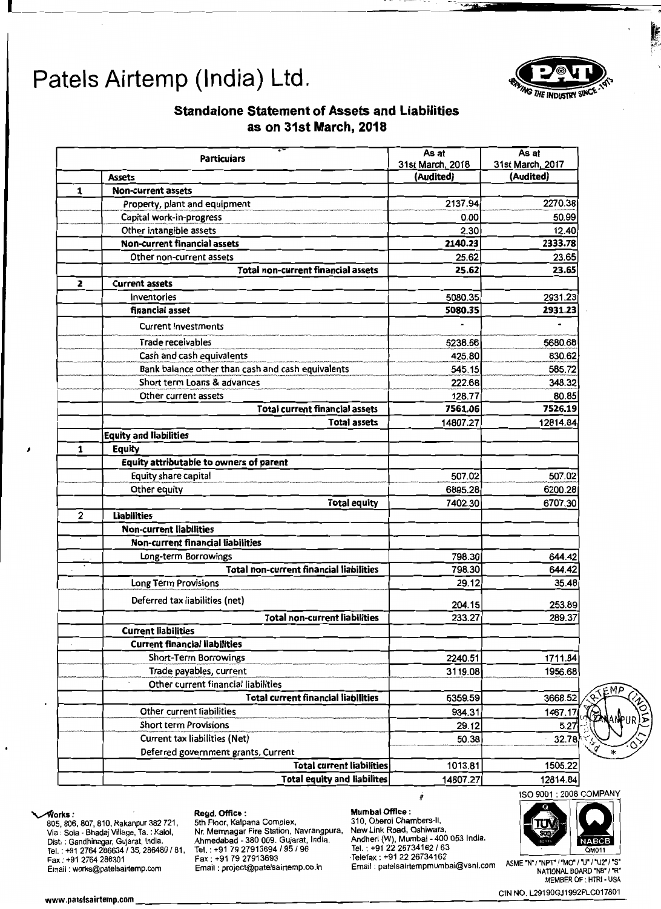# Patels Airtemp (India) Ltd.

## Standalone Statement of Assets and Liabilities as on 31st March, 2018

| | Particulars | As at 31st March, 2018 | As at 31st March, 2017 |
|---|---|---|---|
| | **Assets** | **(Audited)** | **(Audited)** |
| **1** | **Non-current assets** | | |
| | Property, plant and equipment | 2137.94 | 2270.38 |
| | Capital work-in-progress | 0.00 | 50.99 |
| | Other intangible assets | 2.30 | 12.40 |
| | **Non-current financial assets** | **2140.23** | **2333.78** |
| | Other non-current assets | 25.62 | 23.65 |
| | **Total non-current financial assets** | **25.62** | **23.65** |
| **2** | **Current assets** | | |
| | Inventories | 5080.35 | 2931.23 |
| | **financial asset** | **5080.35** | **2931.23** |
| | Current investments | - | - |
| | Trade receivables | 6238.66 | 5680.68 |
| | Cash and cash equivalents | 425.80 | 830.62 |
| | Bank balance other than cash and cash equivalents | 545.15 | 585.72 |
| | Short term Loans & advances | 222.68 | 348.32 |
| | Other current assets | 128.77 | 80.85 |
| | **Total current financial assets** | **7561.06** | **7526.19** |
| | **Total assets** | 14807.27 | 12814.84 |
| | **Equity and liabilities** | | |
| **1** | **Equity** | | |
| | **Equity attributable to owners of parent** | | |
| | Equity share capital | 507.02 | 507.02 |
| | Other equity | 6895.28 | 6200.28 |
| | **Total equity** | 7402.30 | 6707.30 |
| **2** | **Liabilities** | | |
| | **Non-current liabilities** | | |
| | **Non-current financial liabilities** | | |
| | Long-term Borrowings | 798.30 | 644.42 |
| | **Total non-current financial liabilities** | 798.30 | 644.42 |
| | Long Term Provisions | 29.12 | 35.48 |
| | Deferred tax liabilities (net) | 204.15 | 253.89 |
| | **Total non-current liabilities** | 233.27 | 289.37 |
| | **Current liabilities** | | |
| | **Current financial liabilities** | | |
| | Short-Term Borrowings | 2240.51 | 1711.84 |
| | Trade payables, current | 3119.08 | 1956.68 |
| | Other current financial liabilities | | |
| | **Total current financial liabilities** | 5359.59 | 3668.52 |
| | Other current liabilities | 934.31 | 1467.17 |
| | Short term Provisions | 29.12 | 5.27 |
| | Current tax liabilities (Net) | 50.38 | 32.78 |
| | Deferred government grants, Current | | |
| | **Total current liabilities** | 1013.81 | 1505.22 |
| | **Total equity and liabilites** | 14807.27 | 12814.84 |

ISO 9001 : 2008 COMPANY

**Works :**
805, 806, 807, 810, Rakanpur 382 721,
Via : Sola - Bhadaj Village, Ta. : Kalol,
Dist. : Gandhinagar, Gujarat, India.
Tel. : +91 2764 286634 / 35, 286480 / 81,
Fax : +91 2764 286301
Email : works@patelsairtemp.com

**Regd. Office :**
5th Floor, Kalpana Complex,
Nr. Memnagar Fire Station, Navrangpura,
Ahmedabad - 380 009. Gujarat, India.
Tel. : +91 79 27913694 / 95 / 96
Fax : +91 79 27913693
Email : project@patelsairtemp.co.in

**Mumbai Office :**
310, Oberoi Chambers-II,
New Link Road, Oshiwara,
Andheri (W), Mumbai - 400 053 India.
Tel. : +91 22 26734162 / 63
Telefax : +91 22 26734162
Email : patelsairtempmumbai@vsnl.com

ASME "N" / "NPT" / "MO" / "U" / "U2" / "S"
NATIONAL BOARD "NB" / "R"
MEMBER OF : HTRI - USA

www.patelsairtemp.com

CIN NO. L29190GJ1992PLC017801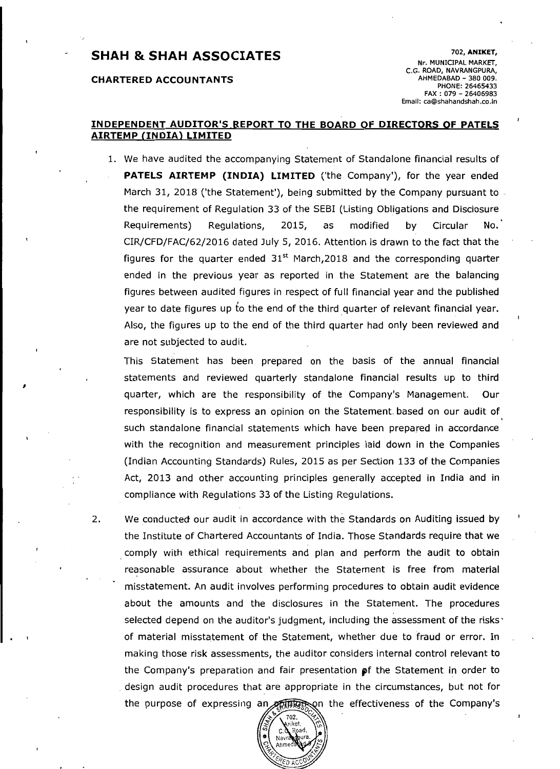# SHAH & SHAH ASSOCIATES

**CHARTERED ACCOUNTANTS**

702, **ANIKET,**
Nr. MUNICIPAL MARKET,
C.G. ROAD, NAVRANGPURA,
AHMEDABAD - 380 009.
PHONE: 26465433
FAX : 079 - 26406983
Email: ca@shahandshah.co.in

## INDEPENDENT AUDITOR'S REPORT TO THE BOARD OF DIRECTORS OF PATELS AIRTEMP (INDIA) LIMITED

1. We have audited the accompanying Statement of Standalone financial results of **PATELS AIRTEMP (INDIA) LIMITED** ('the Company'), for the year ended March 31, 2018 ('the Statement'), being submitted by the Company pursuant to the requirement of Regulation 33 of the SEBI (Listing Obligations and Disclosure Requirements) Regulations, 2015, as modified by Circular No. CIR/CFD/FAC/62/2016 dated July 5, 2016. Attention is drawn to the fact that the figures for the quarter ended 31st March,2018 and the corresponding quarter ended in the previous year as reported in the Statement are the balancing figures between audited figures in respect of full financial year and the published year to date figures up to the end of the third quarter of relevant financial year. Also, the figures up to the end of the third quarter had only been reviewed and are not subjected to audit.

   This Statement has been prepared on the basis of the annual financial statements and reviewed quarterly standalone financial results up to third quarter, which are the responsibility of the Company's Management. Our responsibility is to express an opinion on the Statement based on our audit of such standalone financial statements which have been prepared in accordance with the recognition and measurement principles laid down in the Companies (Indian Accounting Standards) Rules, 2015 as per Section 133 of the Companies Act, 2013 and other accounting principles generally accepted in India and in compliance with Regulations 33 of the Listing Regulations.

2. We conducted our audit in accordance with the Standards on Auditing issued by the Institute of Chartered Accountants of India. Those Standards require that we comply with ethical requirements and plan and perform the audit to obtain reasonable assurance about whether the Statement is free from material misstatement. An audit involves performing procedures to obtain audit evidence about the amounts and the disclosures in the Statement. The procedures selected depend on the auditor's judgment, including the assessment of the risks of material misstatement of the Statement, whether due to fraud or error. In making those risk assessments, the auditor considers internal control relevant to the Company's preparation and fair presentation of the Statement in order to design audit procedures that are appropriate in the circumstances, but not for the purpose of expressing an opinion on the effectiveness of the Company's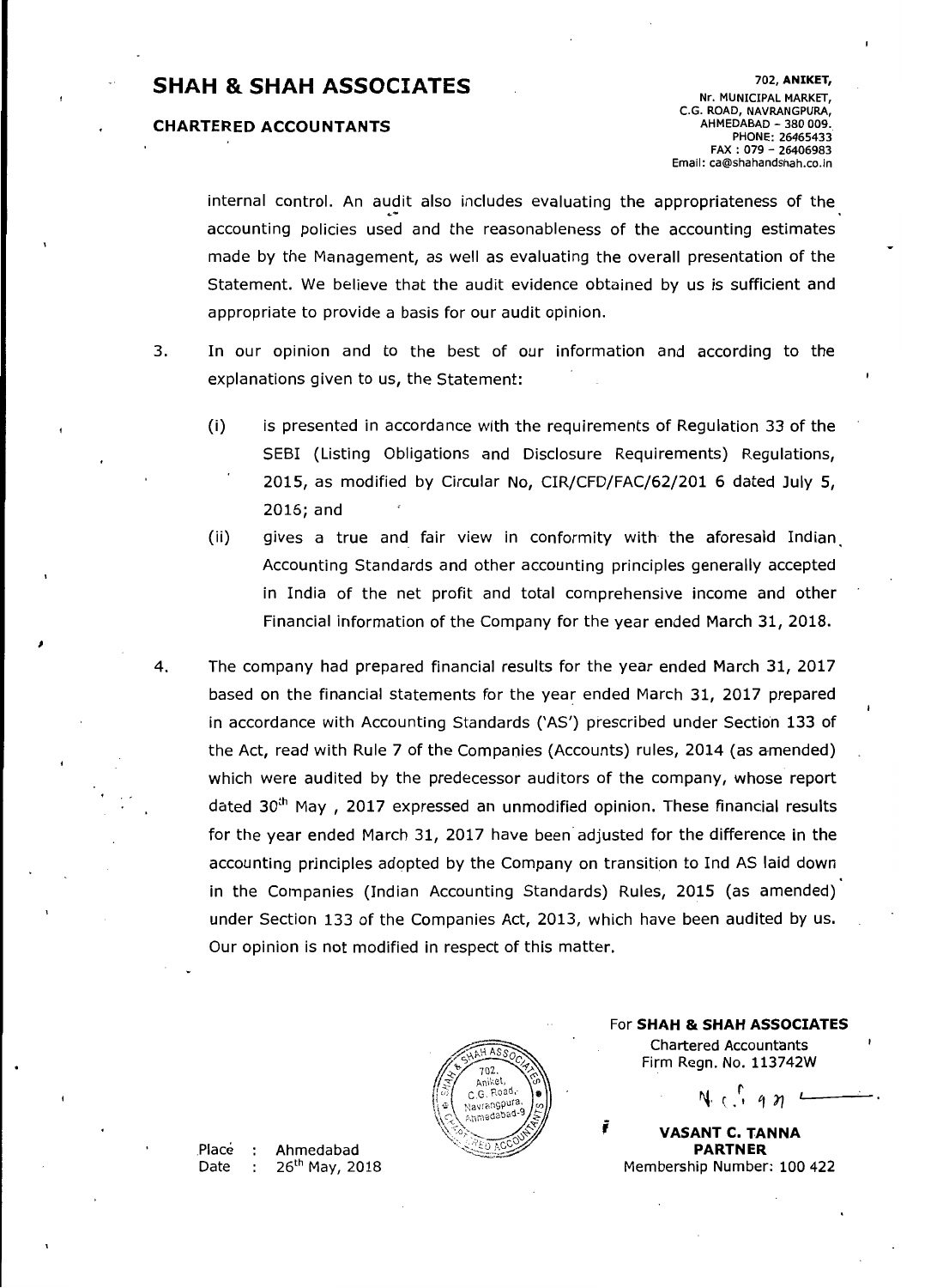# SHAH & SHAH ASSOCIATES

**CHARTERED ACCOUNTANTS**

702, ANIKET,
Nr. MUNICIPAL MARKET,
C.G. ROAD, NAVRANGPURA,
AHMEDABAD - 380 009.
PHONE: 26465433
FAX : 079 - 26406983
Email: ca@shahandshah.co.in

internal control. An audit also includes evaluating the appropriateness of the accounting policies used and the reasonableness of the accounting estimates made by the Management, as well as evaluating the overall presentation of the Statement. We believe that the audit evidence obtained by us is sufficient and appropriate to provide a basis for our audit opinion.

3. In our opinion and to the best of our information and according to the explanations given to us, the Statement:

   (i) is presented in accordance with the requirements of Regulation 33 of the SEBI (Listing Obligations and Disclosure Requirements) Regulations, 2015, as modified by Circular No, CIR/CFD/FAC/62/201 6 dated July 5, 2016; and

   (ii) gives a true and fair view in conformity with the aforesaid Indian Accounting Standards and other accounting principles generally accepted in India of the net profit and total comprehensive income and other Financial information of the Company for the year ended March 31, 2018.

4. The company had prepared financial results for the year ended March 31, 2017 based on the financial statements for the year ended March 31, 2017 prepared in accordance with Accounting Standards ('AS') prescribed under Section 133 of the Act, read with Rule 7 of the Companies (Accounts) rules, 2014 (as amended) which were audited by the predecessor auditors of the company, whose report dated 30th May , 2017 expressed an unmodified opinion. These financial results for the year ended March 31, 2017 have been adjusted for the difference in the accounting principles adopted by the Company on transition to Ind AS laid down in the Companies (Indian Accounting Standards) Rules, 2015 (as amended) under Section 133 of the Companies Act, 2013, which have been audited by us. Our opinion is not modified in respect of this matter.

For **SHAH & SHAH ASSOCIATES**
Chartered Accountants
Firm Regn. No. 113742W

**VASANT C. TANNA**
**PARTNER**
Membership Number: 100 422

Place : Ahmedabad
Date : 26th May, 2018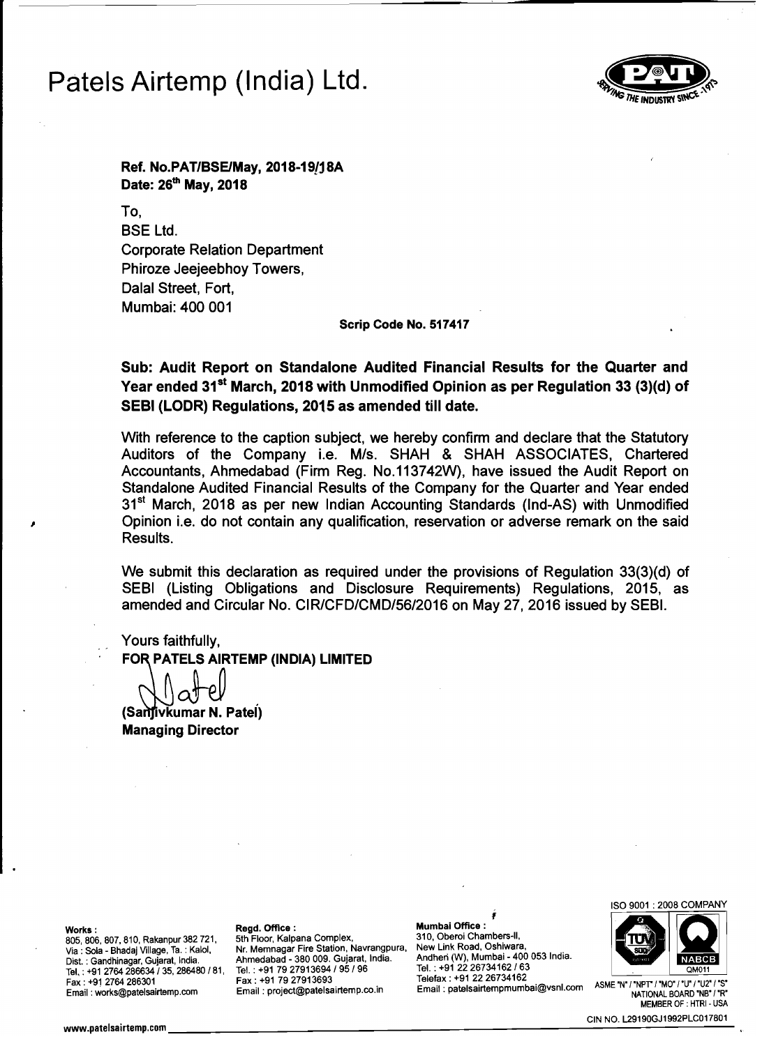# Patels Airtemp (India) Ltd.

**Ref. No.PAT/BSE/May, 2018-19/18A**
**Date: 26th May, 2018**

To,
BSE Ltd.
Corporate Relation Department
Phiroze Jeejeebhoy Towers,
Dalal Street, Fort,
Mumbai: 400 001

**Scrip Code No. 517417**

**Sub: Audit Report on Standalone Audited Financial Results for the Quarter and Year ended 31st March, 2018 with Unmodified Opinion as per Regulation 33 (3)(d) of SEBI (LODR) Regulations, 2015 as amended till date.**

With reference to the caption subject, we hereby confirm and declare that the Statutory Auditors of the Company i.e. M/s. SHAH & SHAH ASSOCIATES, Chartered Accountants, Ahmedabad (Firm Reg. No.113742W), have issued the Audit Report on Standalone Audited Financial Results of the Company for the Quarter and Year ended 31st March, 2018 as per new Indian Accounting Standards (Ind-AS) with Unmodified Opinion i.e. do not contain any qualification, reservation or adverse remark on the said Results.

We submit this declaration as required under the provisions of Regulation 33(3)(d) of SEBI (Listing Obligations and Disclosure Requirements) Regulations, 2015, as amended and Circular No. CIR/CFD/CMD/56/2016 on May 27, 2016 issued by SEBI.

Yours faithfully,
**FOR PATELS AIRTEMP (INDIA) LIMITED**

**(Sanjivkumar N. Patel)**
**Managing Director**

**Works :**
805, 806, 807, 810, Rakanpur 382 721,
Via : Sola - Bhadaj Village, Ta. : Kalol,
Dist. : Gandhinagar, Gujarat, India.
Tel. : +91 2764 286634 / 35, 286480 / 81,
Fax : +91 2764 286301
Email : works@patelsairtemp.com

**Regd. Office :**
5th Floor, Kalpana Complex,
Nr. Memnagar Fire Station, Navrangpura,
Ahmedabad - 380 009. Gujarat, India.
Tel. : +91 79 27913694 / 95 / 96
Fax : +91 79 27913693
Email : project@patelsairtemp.co.in

**Mumbai Office :**
310, Oberoi Chambers-II,
New Link Road, Oshiwara,
Andheri (W), Mumbai - 400 053 India.
Tel. : +91 22 26734162 / 63
Telefax : +91 22 26734162
Email : patelsairtempmumbai@vsnl.com

ISO 9001 : 2008 COMPANY
ASME "N" / "NPT" / "MO" / "U" / "U2" / "S"
NATIONAL BOARD "NB" / "R"
MEMBER OF : HTRI - USA
CIN NO. L29190GJ1992PLC017801

www.patelsairtemp.com